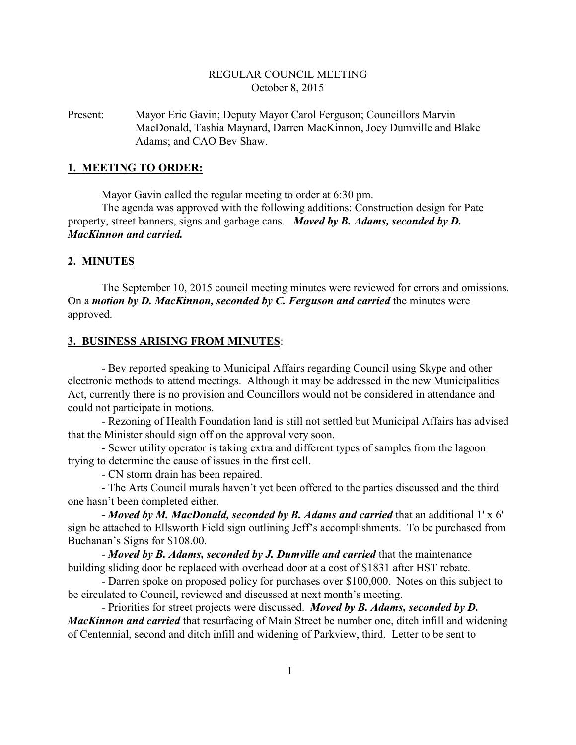REGULAR COUNCIL MEETING
October 8, 2015

Present: Mayor Eric Gavin; Deputy Mayor Carol Ferguson; Councillors Marvin MacDonald, Tashia Maynard, Darren MacKinnon, Joey Dumville and Blake Adams; and CAO Bev Shaw.

## 1. MEETING TO ORDER:

Mayor Gavin called the regular meeting to order at 6:30 pm.

The agenda was approved with the following additions: Construction design for Pate property, street banners, signs and garbage cans. ***Moved by B. Adams, seconded by D. MacKinnon and carried.***

## 2. MINUTES

The September 10, 2015 council meeting minutes were reviewed for errors and omissions. On a ***motion by D. MacKinnon, seconded by C. Ferguson and carried*** the minutes were approved.

## 3. BUSINESS ARISING FROM MINUTES:

- Bev reported speaking to Municipal Affairs regarding Council using Skype and other electronic methods to attend meetings. Although it may be addressed in the new Municipalities Act, currently there is no provision and Councillors would not be considered in attendance and could not participate in motions.
- Rezoning of Health Foundation land is still not settled but Municipal Affairs has advised that the Minister should sign off on the approval very soon.
- Sewer utility operator is taking extra and different types of samples from the lagoon trying to determine the cause of issues in the first cell.
- CN storm drain has been repaired.
- The Arts Council murals haven't yet been offered to the parties discussed and the third one hasn't been completed either.
- ***Moved by M. MacDonald, seconded by B. Adams and carried*** that an additional 1' x 6' sign be attached to Ellsworth Field sign outlining Jeff's accomplishments. To be purchased from Buchanan's Signs for $108.00.
- ***Moved by B. Adams, seconded by J. Dumville and carried*** that the maintenance building sliding door be replaced with overhead door at a cost of $1831 after HST rebate.
- Darren spoke on proposed policy for purchases over $100,000. Notes on this subject to be circulated to Council, reviewed and discussed at next month's meeting.
- Priorities for street projects were discussed. ***Moved by B. Adams, seconded by D. MacKinnon and carried*** that resurfacing of Main Street be number one, ditch infill and widening of Centennial, second and ditch infill and widening of Parkview, third. Letter to be sent to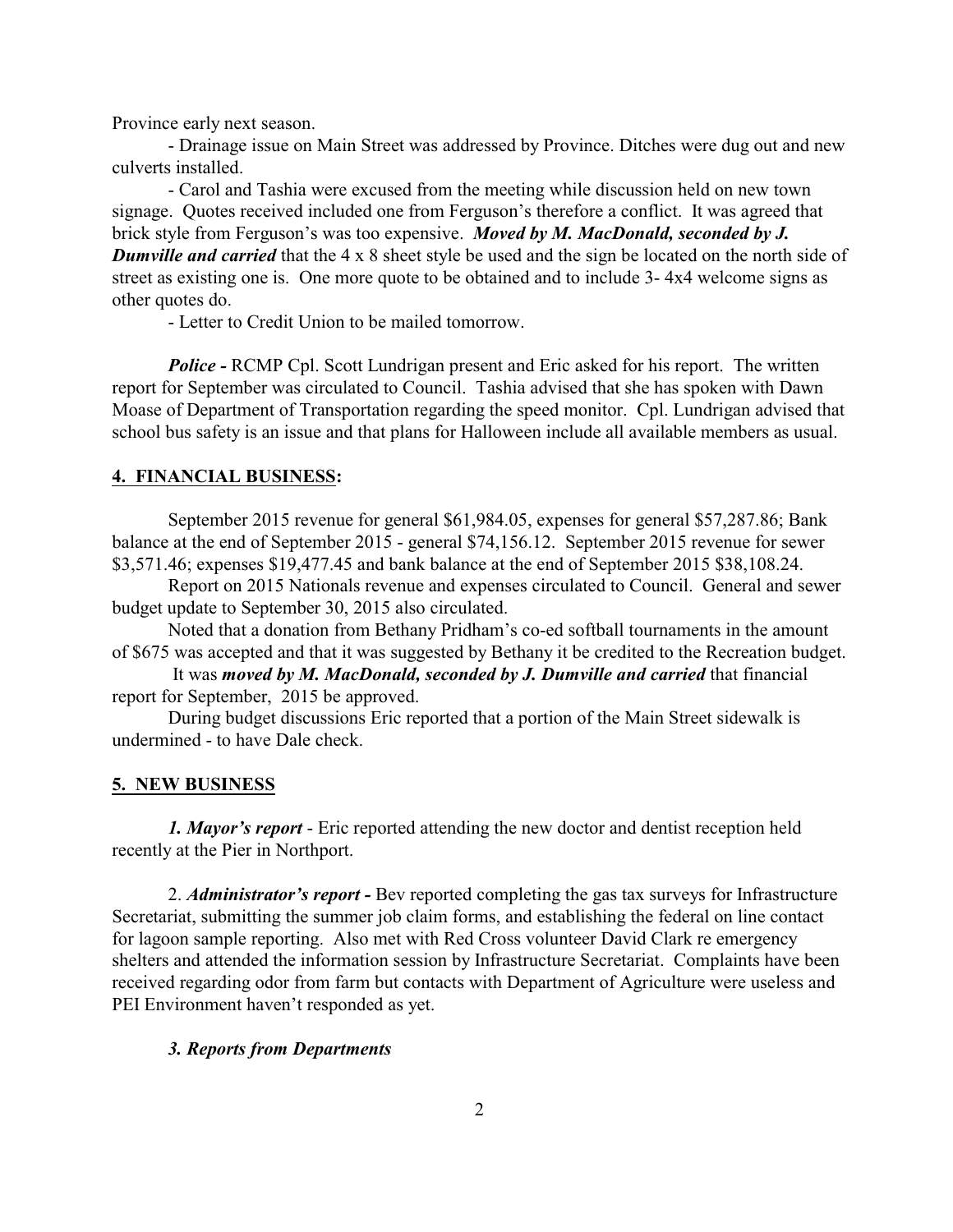Province early next season.

- Drainage issue on Main Street was addressed by Province. Ditches were dug out and new culverts installed.

- Carol and Tashia were excused from the meeting while discussion held on new town signage. Quotes received included one from Ferguson's therefore a conflict. It was agreed that brick style from Ferguson's was too expensive. ***Moved by M. MacDonald, seconded by J. Dumville and carried*** that the 4 x 8 sheet style be used and the sign be located on the north side of street as existing one is. One more quote to be obtained and to include 3- 4x4 welcome signs as other quotes do.

- Letter to Credit Union to be mailed tomorrow.

***Police -*** RCMP Cpl. Scott Lundrigan present and Eric asked for his report. The written report for September was circulated to Council. Tashia advised that she has spoken with Dawn Moase of Department of Transportation regarding the speed monitor. Cpl. Lundrigan advised that school bus safety is an issue and that plans for Halloween include all available members as usual.

## 4. FINANCIAL BUSINESS:

September 2015 revenue for general \$61,984.05, expenses for general \$57,287.86; Bank balance at the end of September 2015 - general \$74,156.12. September 2015 revenue for sewer \$3,571.46; expenses \$19,477.45 and bank balance at the end of September 2015 \$38,108.24.

Report on 2015 Nationals revenue and expenses circulated to Council. General and sewer budget update to September 30, 2015 also circulated.

Noted that a donation from Bethany Pridham's co-ed softball tournaments in the amount of \$675 was accepted and that it was suggested by Bethany it be credited to the Recreation budget.

It was ***moved by M. MacDonald, seconded by J. Dumville and carried*** that financial report for September, 2015 be approved.

During budget discussions Eric reported that a portion of the Main Street sidewalk is undermined - to have Dale check.

## 5. NEW BUSINESS

***1. Mayor's report*** - Eric reported attending the new doctor and dentist reception held recently at the Pier in Northport.

2. ***Administrator's report -*** Bev reported completing the gas tax surveys for Infrastructure Secretariat, submitting the summer job claim forms, and establishing the federal on line contact for lagoon sample reporting. Also met with Red Cross volunteer David Clark re emergency shelters and attended the information session by Infrastructure Secretariat. Complaints have been received regarding odor from farm but contacts with Department of Agriculture were useless and PEI Environment haven't responded as yet.

***3. Reports from Departments***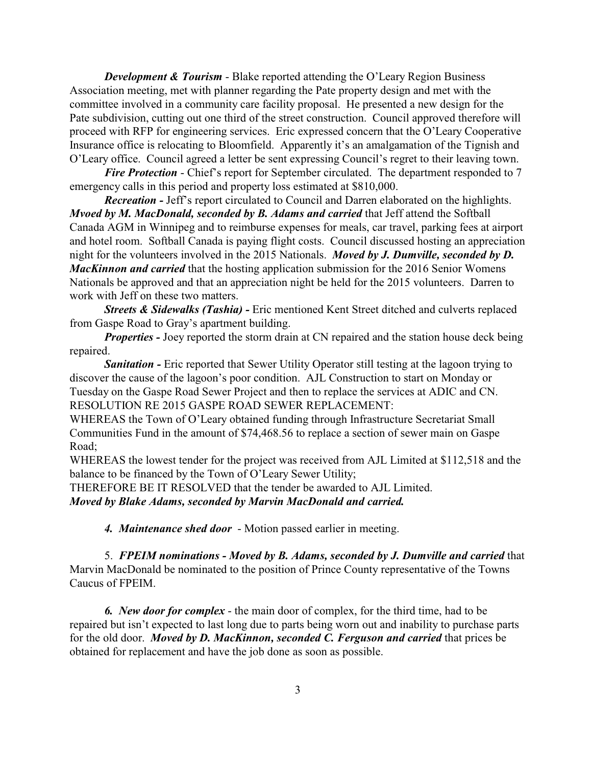***Development & Tourism*** - Blake reported attending the O'Leary Region Business Association meeting, met with planner regarding the Pate property design and met with the committee involved in a community care facility proposal. He presented a new design for the Pate subdivision, cutting out one third of the street construction. Council approved therefore will proceed with RFP for engineering services. Eric expressed concern that the O'Leary Cooperative Insurance office is relocating to Bloomfield. Apparently it's an amalgamation of the Tignish and O'Leary office. Council agreed a letter be sent expressing Council's regret to their leaving town.

***Fire Protection*** - Chief's report for September circulated. The department responded to 7 emergency calls in this period and property loss estimated at $810,000.

***Recreation -*** Jeff's report circulated to Council and Darren elaborated on the highlights. ***Mvoed by M. MacDonald, seconded by B. Adams and carried*** that Jeff attend the Softball Canada AGM in Winnipeg and to reimburse expenses for meals, car travel, parking fees at airport and hotel room. Softball Canada is paying flight costs. Council discussed hosting an appreciation night for the volunteers involved in the 2015 Nationals. ***Moved by J. Dumville, seconded by D. MacKinnon and carried*** that the hosting application submission for the 2016 Senior Womens Nationals be approved and that an appreciation night be held for the 2015 volunteers. Darren to work with Jeff on these two matters.

***Streets & Sidewalks (Tashia) -*** Eric mentioned Kent Street ditched and culverts replaced from Gaspe Road to Gray's apartment building.

***Properties -*** Joey reported the storm drain at CN repaired and the station house deck being repaired.

***Sanitation -*** Eric reported that Sewer Utility Operator still testing at the lagoon trying to discover the cause of the lagoon's poor condition. AJL Construction to start on Monday or Tuesday on the Gaspe Road Sewer Project and then to replace the services at ADIC and CN.

RESOLUTION RE 2015 GASPE ROAD SEWER REPLACEMENT:

WHEREAS the Town of O'Leary obtained funding through Infrastructure Secretariat Small Communities Fund in the amount of $74,468.56 to replace a section of sewer main on Gaspe Road;

WHEREAS the lowest tender for the project was received from AJL Limited at $112,518 and the balance to be financed by the Town of O'Leary Sewer Utility;

THEREFORE BE IT RESOLVED that the tender be awarded to AJL Limited.

***Moved by Blake Adams, seconded by Marvin MacDonald and carried.***

***4. Maintenance shed door*** - Motion passed earlier in meeting.

5. ***FPEIM nominations - Moved by B. Adams, seconded by J. Dumville and carried*** that Marvin MacDonald be nominated to the position of Prince County representative of the Towns Caucus of FPEIM.

***6. New door for complex*** - the main door of complex, for the third time, had to be repaired but isn't expected to last long due to parts being worn out and inability to purchase parts for the old door. ***Moved by D. MacKinnon, seconded C. Ferguson and carried*** that prices be obtained for replacement and have the job done as soon as possible.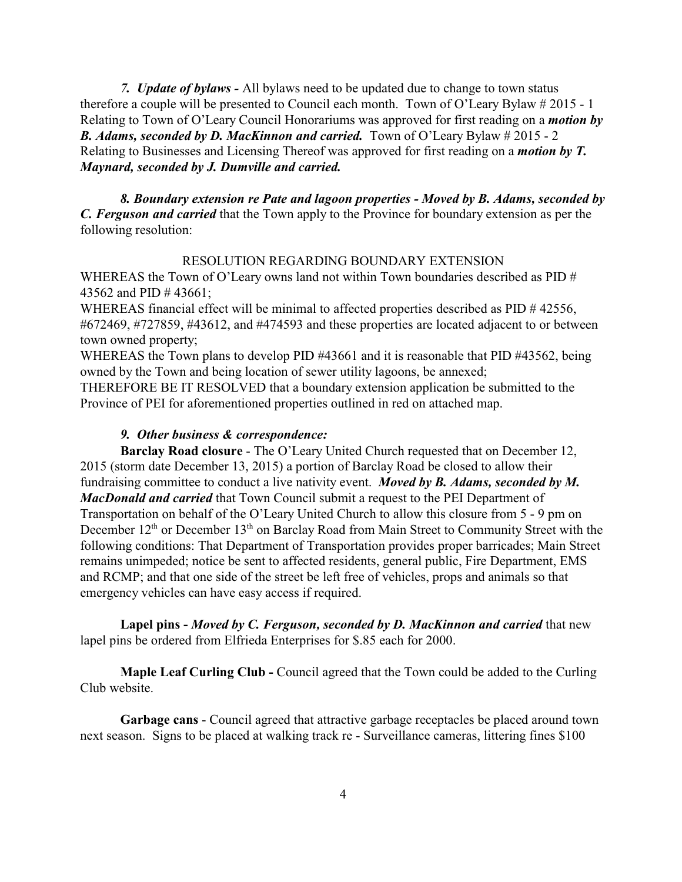*7. Update of bylaws -* All bylaws need to be updated due to change to town status therefore a couple will be presented to Council each month. Town of O'Leary Bylaw # 2015 - 1 Relating to Town of O'Leary Council Honorariums was approved for first reading on a ***motion by B. Adams, seconded by D. MacKinnon and carried.*** Town of O'Leary Bylaw # 2015 - 2 Relating to Businesses and Licensing Thereof was approved for first reading on a ***motion by T. Maynard, seconded by J. Dumville and carried.***

***8. Boundary extension re Pate and lagoon properties - Moved by B. Adams, seconded by C. Ferguson and carried*** that the Town apply to the Province for boundary extension as per the following resolution:

RESOLUTION REGARDING BOUNDARY EXTENSION

WHEREAS the Town of O'Leary owns land not within Town boundaries described as PID # 43562 and PID # 43661;

WHEREAS financial effect will be minimal to affected properties described as PID # 42556, #672469, #727859, #43612, and #474593 and these properties are located adjacent to or between town owned property;

WHEREAS the Town plans to develop PID #43661 and it is reasonable that PID #43562, being owned by the Town and being location of sewer utility lagoons, be annexed;

THEREFORE BE IT RESOLVED that a boundary extension application be submitted to the Province of PEI for aforementioned properties outlined in red on attached map.

***9. Other business & correspondence:***

**Barclay Road closure** - The O'Leary United Church requested that on December 12, 2015 (storm date December 13, 2015) a portion of Barclay Road be closed to allow their fundraising committee to conduct a live nativity event. ***Moved by B. Adams, seconded by M. MacDonald and carried*** that Town Council submit a request to the PEI Department of Transportation on behalf of the O'Leary United Church to allow this closure from 5 - 9 pm on December 12th or December 13th on Barclay Road from Main Street to Community Street with the following conditions: That Department of Transportation provides proper barricades; Main Street remains unimpeded; notice be sent to affected residents, general public, Fire Department, EMS and RCMP; and that one side of the street be left free of vehicles, props and animals so that emergency vehicles can have easy access if required.

**Lapel pins -** ***Moved by C. Ferguson, seconded by D. MacKinnon and carried*** that new lapel pins be ordered from Elfrieda Enterprises for $.85 each for 2000.

**Maple Leaf Curling Club -** Council agreed that the Town could be added to the Curling Club website.

**Garbage cans** - Council agreed that attractive garbage receptacles be placed around town next season. Signs to be placed at walking track re - Surveillance cameras, littering fines $100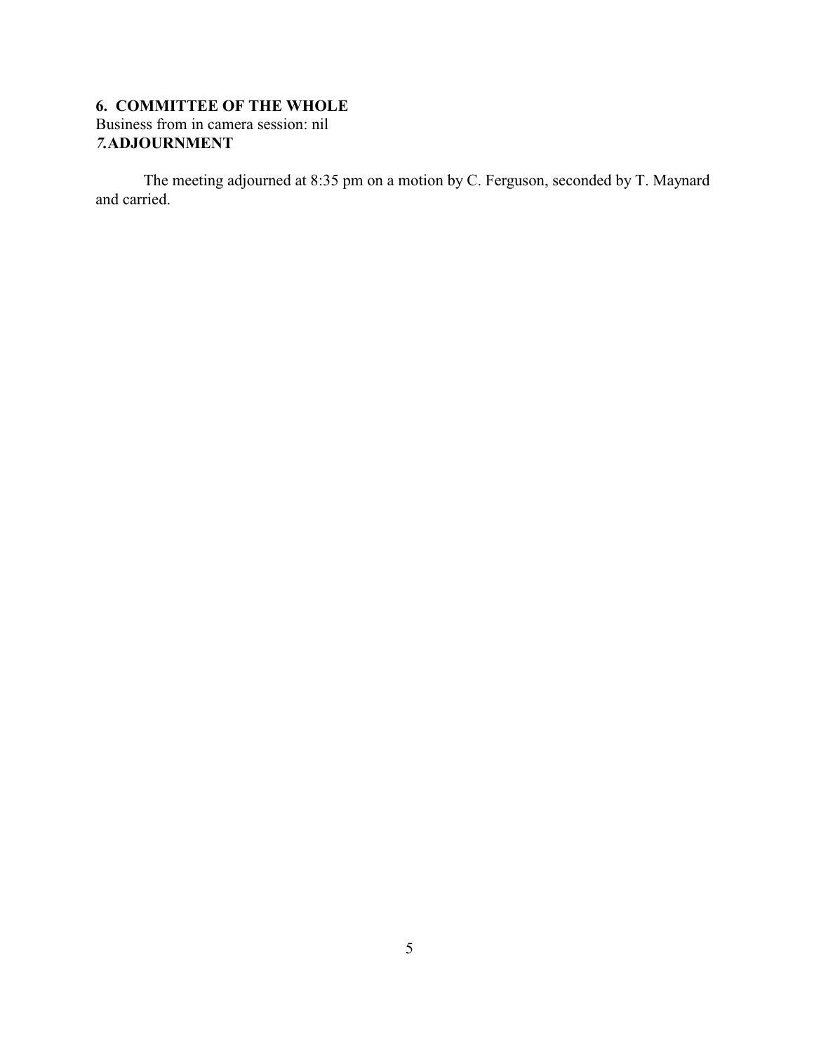**6. COMMITTEE OF THE WHOLE**

Business from in camera session: nil

**7.ADJOURNMENT**

The meeting adjourned at 8:35 pm on a motion by C. Ferguson, seconded by T. Maynard and carried.